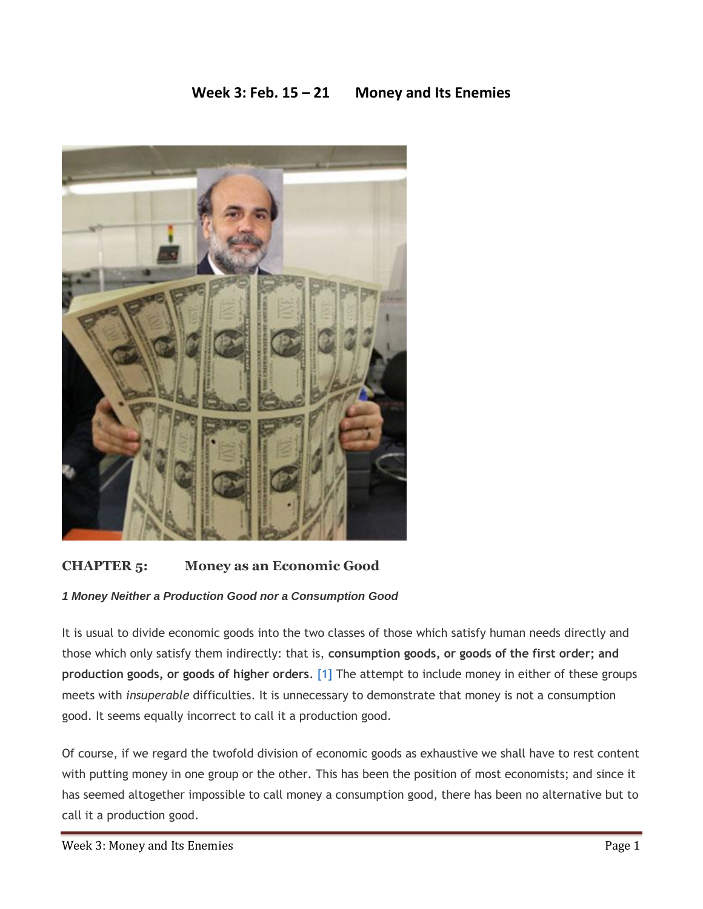# Week 3: Feb. 15 – 21 Money and Its Enemies

## CHAPTER 5: Money as an Economic Good

### *1 Money Neither a Production Good nor a Consumption Good*

It is usual to divide economic goods into the two classes of those which satisfy human needs directly and those which only satisfy them indirectly: that is, **consumption goods, or goods of the first order; and production goods, or goods of higher orders**. [1] The attempt to include money in either of these groups meets with *insuperable* difficulties. It is unnecessary to demonstrate that money is not a consumption good. It seems equally incorrect to call it a production good.

Of course, if we regard the twofold division of economic goods as exhaustive we shall have to rest content with putting money in one group or the other. This has been the position of most economists; and since it has seemed altogether impossible to call money a consumption good, there has been no alternative but to call it a production good.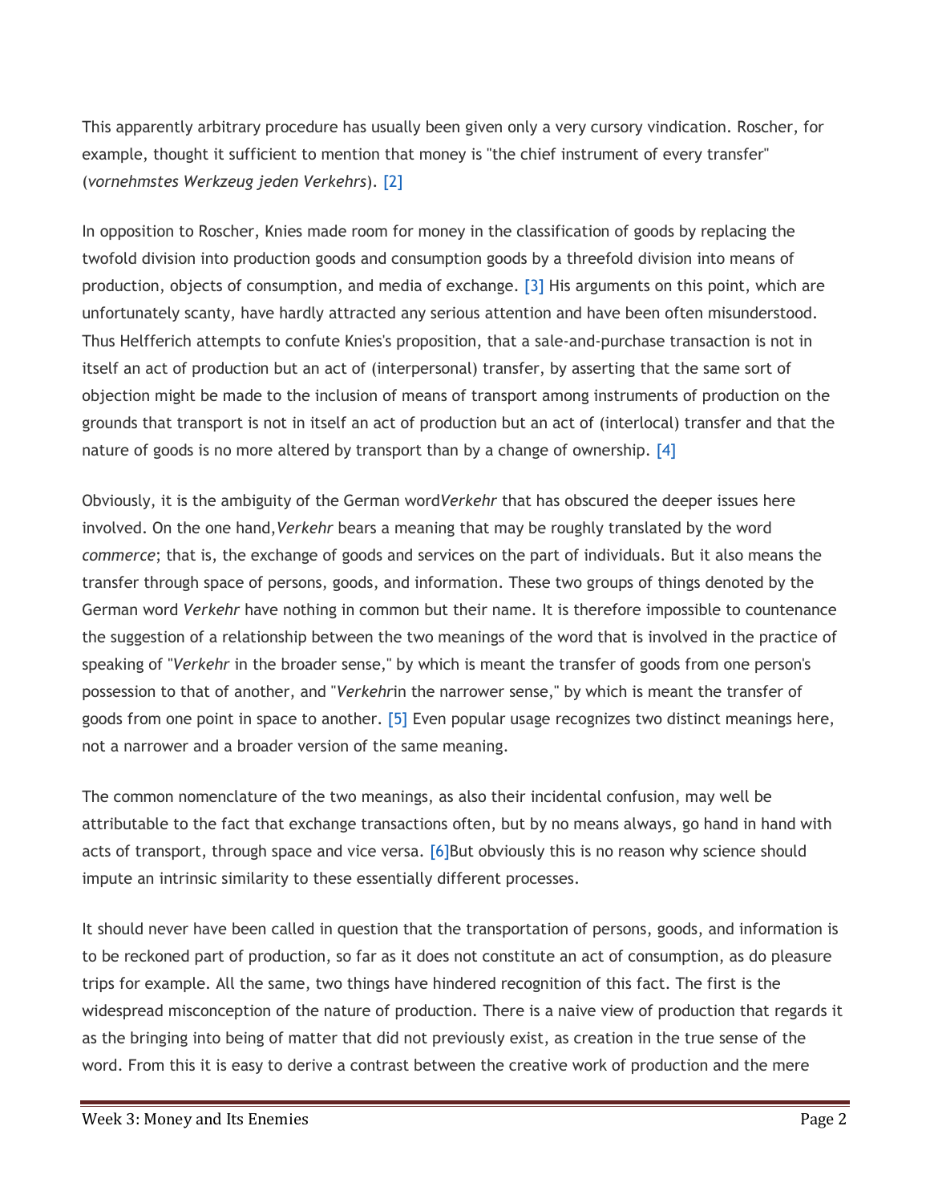This apparently arbitrary procedure has usually been given only a very cursory vindication. Roscher, for example, thought it sufficient to mention that money is "the chief instrument of every transfer" (*vornehmstes Werkzeug jeden Verkehrs*). [2]

In opposition to Roscher, Knies made room for money in the classification of goods by replacing the twofold division into production goods and consumption goods by a threefold division into means of production, objects of consumption, and media of exchange. [3] His arguments on this point, which are unfortunately scanty, have hardly attracted any serious attention and have been often misunderstood. Thus Helfferich attempts to confute Knies's proposition, that a sale-and-purchase transaction is not in itself an act of production but an act of (interpersonal) transfer, by asserting that the same sort of objection might be made to the inclusion of means of transport among instruments of production on the grounds that transport is not in itself an act of production but an act of (interlocal) transfer and that the nature of goods is no more altered by transport than by a change of ownership. [4]

Obviously, it is the ambiguity of the German word*Verkehr* that has obscured the deeper issues here involved. On the one hand,*Verkehr* bears a meaning that may be roughly translated by the word *commerce*; that is, the exchange of goods and services on the part of individuals. But it also means the transfer through space of persons, goods, and information. These two groups of things denoted by the German word *Verkehr* have nothing in common but their name. It is therefore impossible to countenance the suggestion of a relationship between the two meanings of the word that is involved in the practice of speaking of "*Verkehr* in the broader sense," by which is meant the transfer of goods from one person's possession to that of another, and "*Verkehr*in the narrower sense," by which is meant the transfer of goods from one point in space to another. [5] Even popular usage recognizes two distinct meanings here, not a narrower and a broader version of the same meaning.

The common nomenclature of the two meanings, as also their incidental confusion, may well be attributable to the fact that exchange transactions often, but by no means always, go hand in hand with acts of transport, through space and vice versa. [6]But obviously this is no reason why science should impute an intrinsic similarity to these essentially different processes.

It should never have been called in question that the transportation of persons, goods, and information is to be reckoned part of production, so far as it does not constitute an act of consumption, as do pleasure trips for example. All the same, two things have hindered recognition of this fact. The first is the widespread misconception of the nature of production. There is a naive view of production that regards it as the bringing into being of matter that did not previously exist, as creation in the true sense of the word. From this it is easy to derive a contrast between the creative work of production and the mere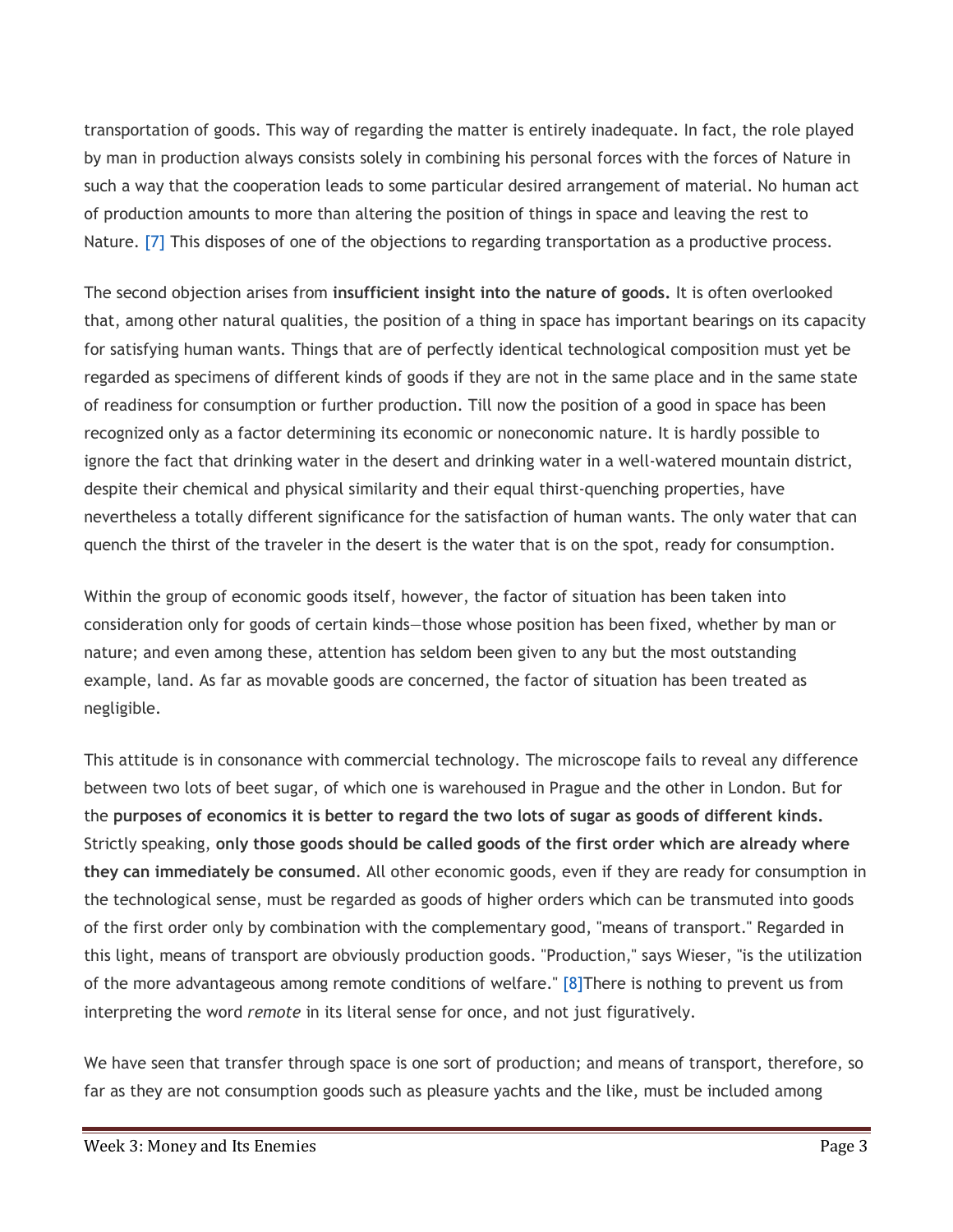transportation of goods. This way of regarding the matter is entirely inadequate. In fact, the role played by man in production always consists solely in combining his personal forces with the forces of Nature in such a way that the cooperation leads to some particular desired arrangement of material. No human act of production amounts to more than altering the position of things in space and leaving the rest to Nature. [7] This disposes of one of the objections to regarding transportation as a productive process.

The second objection arises from **insufficient insight into the nature of goods.** It is often overlooked that, among other natural qualities, the position of a thing in space has important bearings on its capacity for satisfying human wants. Things that are of perfectly identical technological composition must yet be regarded as specimens of different kinds of goods if they are not in the same place and in the same state of readiness for consumption or further production. Till now the position of a good in space has been recognized only as a factor determining its economic or noneconomic nature. It is hardly possible to ignore the fact that drinking water in the desert and drinking water in a well-watered mountain district, despite their chemical and physical similarity and their equal thirst-quenching properties, have nevertheless a totally different significance for the satisfaction of human wants. The only water that can quench the thirst of the traveler in the desert is the water that is on the spot, ready for consumption.

Within the group of economic goods itself, however, the factor of situation has been taken into consideration only for goods of certain kinds—those whose position has been fixed, whether by man or nature; and even among these, attention has seldom been given to any but the most outstanding example, land. As far as movable goods are concerned, the factor of situation has been treated as negligible.

This attitude is in consonance with commercial technology. The microscope fails to reveal any difference between two lots of beet sugar, of which one is warehoused in Prague and the other in London. But for the **purposes of economics it is better to regard the two lots of sugar as goods of different kinds.** Strictly speaking, **only those goods should be called goods of the first order which are already where they can immediately be consumed**. All other economic goods, even if they are ready for consumption in the technological sense, must be regarded as goods of higher orders which can be transmuted into goods of the first order only by combination with the complementary good, "means of transport." Regarded in this light, means of transport are obviously production goods. "Production," says Wieser, "is the utilization of the more advantageous among remote conditions of welfare." [8]There is nothing to prevent us from interpreting the word *remote* in its literal sense for once, and not just figuratively.

We have seen that transfer through space is one sort of production; and means of transport, therefore, so far as they are not consumption goods such as pleasure yachts and the like, must be included among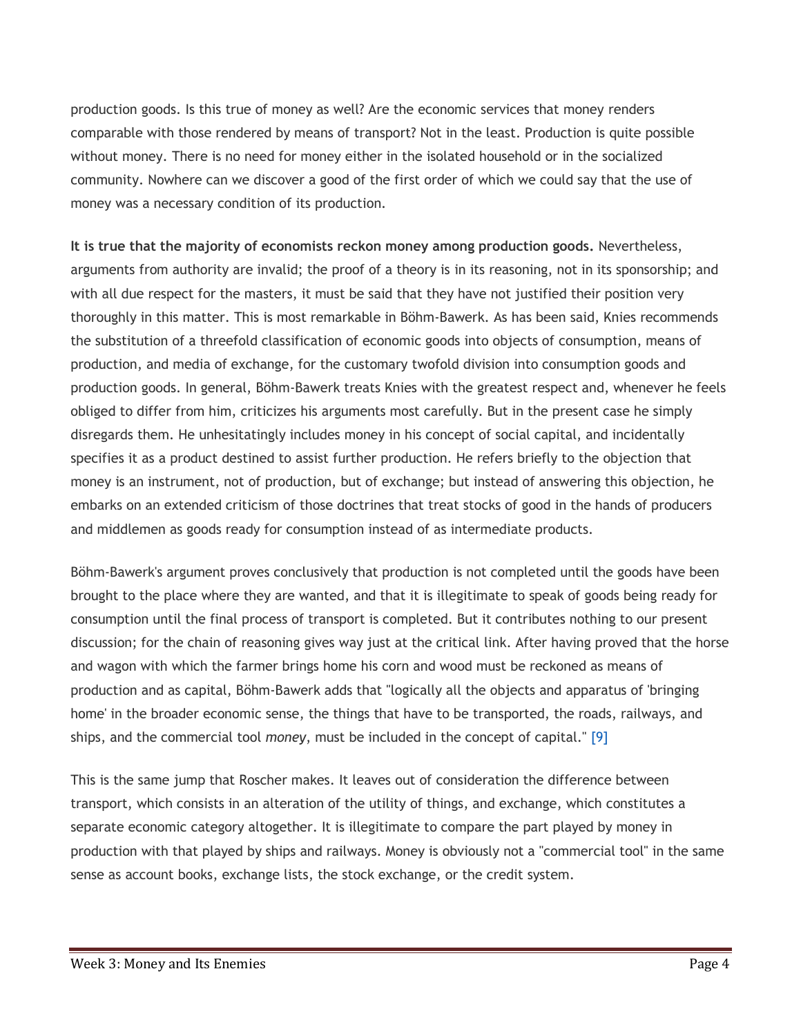production goods. Is this true of money as well? Are the economic services that money renders comparable with those rendered by means of transport? Not in the least. Production is quite possible without money. There is no need for money either in the isolated household or in the socialized community. Nowhere can we discover a good of the first order of which we could say that the use of money was a necessary condition of its production.

**It is true that the majority of economists reckon money among production goods.** Nevertheless, arguments from authority are invalid; the proof of a theory is in its reasoning, not in its sponsorship; and with all due respect for the masters, it must be said that they have not justified their position very thoroughly in this matter. This is most remarkable in Böhm-Bawerk. As has been said, Knies recommends the substitution of a threefold classification of economic goods into objects of consumption, means of production, and media of exchange, for the customary twofold division into consumption goods and production goods. In general, Böhm-Bawerk treats Knies with the greatest respect and, whenever he feels obliged to differ from him, criticizes his arguments most carefully. But in the present case he simply disregards them. He unhesitatingly includes money in his concept of social capital, and incidentally specifies it as a product destined to assist further production. He refers briefly to the objection that money is an instrument, not of production, but of exchange; but instead of answering this objection, he embarks on an extended criticism of those doctrines that treat stocks of good in the hands of producers and middlemen as goods ready for consumption instead of as intermediate products.

Böhm-Bawerk's argument proves conclusively that production is not completed until the goods have been brought to the place where they are wanted, and that it is illegitimate to speak of goods being ready for consumption until the final process of transport is completed. But it contributes nothing to our present discussion; for the chain of reasoning gives way just at the critical link. After having proved that the horse and wagon with which the farmer brings home his corn and wood must be reckoned as means of production and as capital, Böhm-Bawerk adds that "logically all the objects and apparatus of 'bringing home' in the broader economic sense, the things that have to be transported, the roads, railways, and ships, and the commercial tool *money*, must be included in the concept of capital." [9]

This is the same jump that Roscher makes. It leaves out of consideration the difference between transport, which consists in an alteration of the utility of things, and exchange, which constitutes a separate economic category altogether. It is illegitimate to compare the part played by money in production with that played by ships and railways. Money is obviously not a "commercial tool" in the same sense as account books, exchange lists, the stock exchange, or the credit system.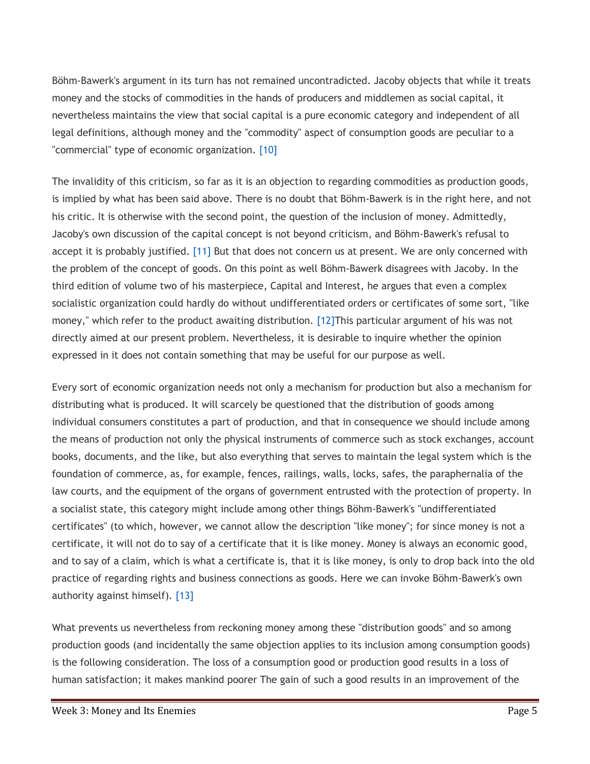Böhm-Bawerk's argument in its turn has not remained uncontradicted. Jacoby objects that while it treats money and the stocks of commodities in the hands of producers and middlemen as social capital, it nevertheless maintains the view that social capital is a pure economic category and independent of all legal definitions, although money and the "commodity" aspect of consumption goods are peculiar to a "commercial" type of economic organization. [10]

The invalidity of this criticism, so far as it is an objection to regarding commodities as production goods, is implied by what has been said above. There is no doubt that Böhm-Bawerk is in the right here, and not his critic. It is otherwise with the second point, the question of the inclusion of money. Admittedly, Jacoby's own discussion of the capital concept is not beyond criticism, and Böhm-Bawerk's refusal to accept it is probably justified. [11] But that does not concern us at present. We are only concerned with the problem of the concept of goods. On this point as well Böhm-Bawerk disagrees with Jacoby. In the third edition of volume two of his masterpiece, Capital and Interest, he argues that even a complex socialistic organization could hardly do without undifferentiated orders or certificates of some sort, "like money," which refer to the product awaiting distribution. [12]This particular argument of his was not directly aimed at our present problem. Nevertheless, it is desirable to inquire whether the opinion expressed in it does not contain something that may be useful for our purpose as well.

Every sort of economic organization needs not only a mechanism for production but also a mechanism for distributing what is produced. It will scarcely be questioned that the distribution of goods among individual consumers constitutes a part of production, and that in consequence we should include among the means of production not only the physical instruments of commerce such as stock exchanges, account books, documents, and the like, but also everything that serves to maintain the legal system which is the foundation of commerce, as, for example, fences, railings, walls, locks, safes, the paraphernalia of the law courts, and the equipment of the organs of government entrusted with the protection of property. In a socialist state, this category might include among other things Böhm-Bawerk's "undifferentiated certificates" (to which, however, we cannot allow the description "like money"; for since money is not a certificate, it will not do to say of a certificate that it is like money. Money is always an economic good, and to say of a claim, which is what a certificate is, that it is like money, is only to drop back into the old practice of regarding rights and business connections as goods. Here we can invoke Böhm-Bawerk's own authority against himself). [13]

What prevents us nevertheless from reckoning money among these "distribution goods" and so among production goods (and incidentally the same objection applies to its inclusion among consumption goods) is the following consideration. The loss of a consumption good or production good results in a loss of human satisfaction; it makes mankind poorer The gain of such a good results in an improvement of the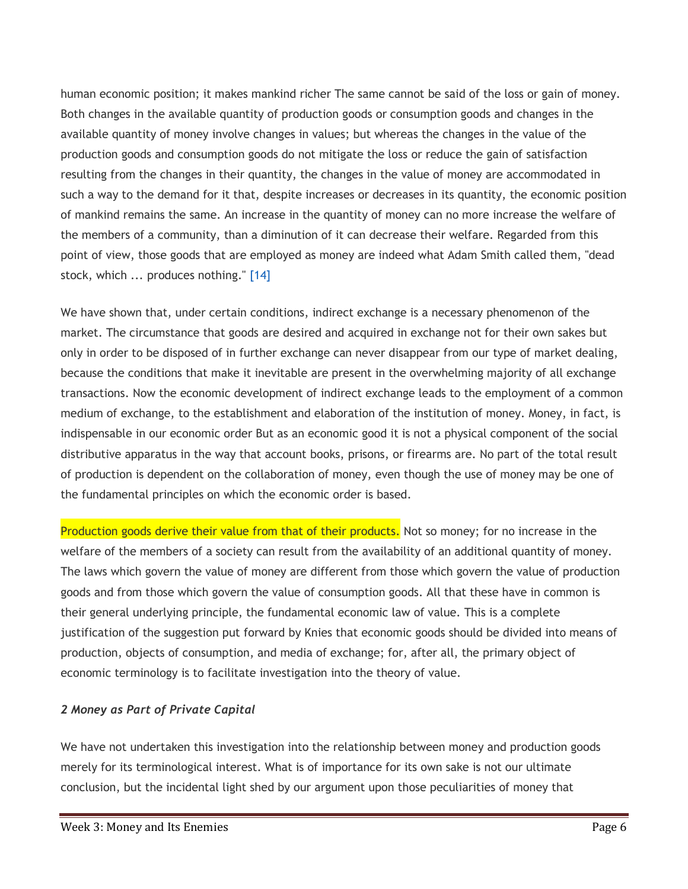human economic position; it makes mankind richer The same cannot be said of the loss or gain of money. Both changes in the available quantity of production goods or consumption goods and changes in the available quantity of money involve changes in values; but whereas the changes in the value of the production goods and consumption goods do not mitigate the loss or reduce the gain of satisfaction resulting from the changes in their quantity, the changes in the value of money are accommodated in such a way to the demand for it that, despite increases or decreases in its quantity, the economic position of mankind remains the same. An increase in the quantity of money can no more increase the welfare of the members of a community, than a diminution of it can decrease their welfare. Regarded from this point of view, those goods that are employed as money are indeed what Adam Smith called them, "dead stock, which ... produces nothing." [14]

We have shown that, under certain conditions, indirect exchange is a necessary phenomenon of the market. The circumstance that goods are desired and acquired in exchange not for their own sakes but only in order to be disposed of in further exchange can never disappear from our type of market dealing, because the conditions that make it inevitable are present in the overwhelming majority of all exchange transactions. Now the economic development of indirect exchange leads to the employment of a common medium of exchange, to the establishment and elaboration of the institution of money. Money, in fact, is indispensable in our economic order But as an economic good it is not a physical component of the social distributive apparatus in the way that account books, prisons, or firearms are. No part of the total result of production is dependent on the collaboration of money, even though the use of money may be one of the fundamental principles on which the economic order is based.

Production goods derive their value from that of their products. Not so money; for no increase in the welfare of the members of a society can result from the availability of an additional quantity of money. The laws which govern the value of money are different from those which govern the value of production goods and from those which govern the value of consumption goods. All that these have in common is their general underlying principle, the fundamental economic law of value. This is a complete justification of the suggestion put forward by Knies that economic goods should be divided into means of production, objects of consumption, and media of exchange; for, after all, the primary object of economic terminology is to facilitate investigation into the theory of value.

### *2 Money as Part of Private Capital*

We have not undertaken this investigation into the relationship between money and production goods merely for its terminological interest. What is of importance for its own sake is not our ultimate conclusion, but the incidental light shed by our argument upon those peculiarities of money that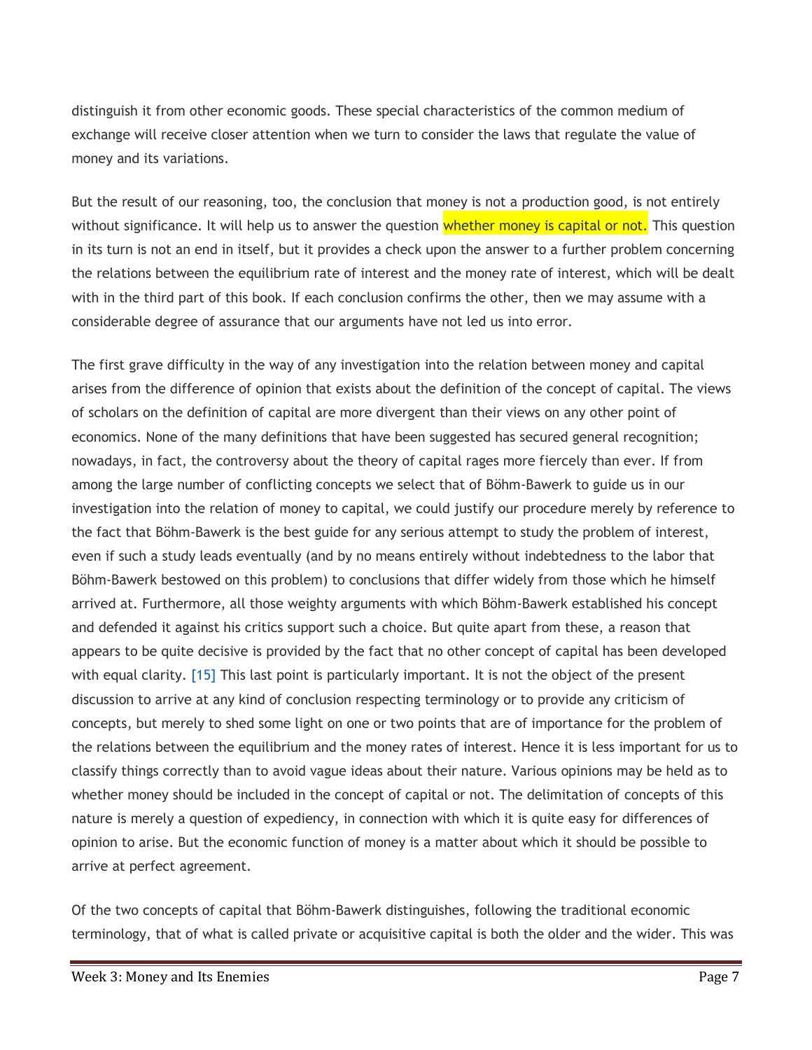distinguish it from other economic goods. These special characteristics of the common medium of exchange will receive closer attention when we turn to consider the laws that regulate the value of money and its variations.

But the result of our reasoning, too, the conclusion that money is not a production good, is not entirely without significance. It will help us to answer the question whether money is capital or not. This question in its turn is not an end in itself, but it provides a check upon the answer to a further problem concerning the relations between the equilibrium rate of interest and the money rate of interest, which will be dealt with in the third part of this book. If each conclusion confirms the other, then we may assume with a considerable degree of assurance that our arguments have not led us into error.

The first grave difficulty in the way of any investigation into the relation between money and capital arises from the difference of opinion that exists about the definition of the concept of capital. The views of scholars on the definition of capital are more divergent than their views on any other point of economics. None of the many definitions that have been suggested has secured general recognition; nowadays, in fact, the controversy about the theory of capital rages more fiercely than ever. If from among the large number of conflicting concepts we select that of Böhm-Bawerk to guide us in our investigation into the relation of money to capital, we could justify our procedure merely by reference to the fact that Böhm-Bawerk is the best guide for any serious attempt to study the problem of interest, even if such a study leads eventually (and by no means entirely without indebtedness to the labor that Böhm-Bawerk bestowed on this problem) to conclusions that differ widely from those which he himself arrived at. Furthermore, all those weighty arguments with which Böhm-Bawerk established his concept and defended it against his critics support such a choice. But quite apart from these, a reason that appears to be quite decisive is provided by the fact that no other concept of capital has been developed with equal clarity. [15] This last point is particularly important. It is not the object of the present discussion to arrive at any kind of conclusion respecting terminology or to provide any criticism of concepts, but merely to shed some light on one or two points that are of importance for the problem of the relations between the equilibrium and the money rates of interest. Hence it is less important for us to classify things correctly than to avoid vague ideas about their nature. Various opinions may be held as to whether money should be included in the concept of capital or not. The delimitation of concepts of this nature is merely a question of expediency, in connection with which it is quite easy for differences of opinion to arise. But the economic function of money is a matter about which it should be possible to arrive at perfect agreement.

Of the two concepts of capital that Böhm-Bawerk distinguishes, following the traditional economic terminology, that of what is called private or acquisitive capital is both the older and the wider. This was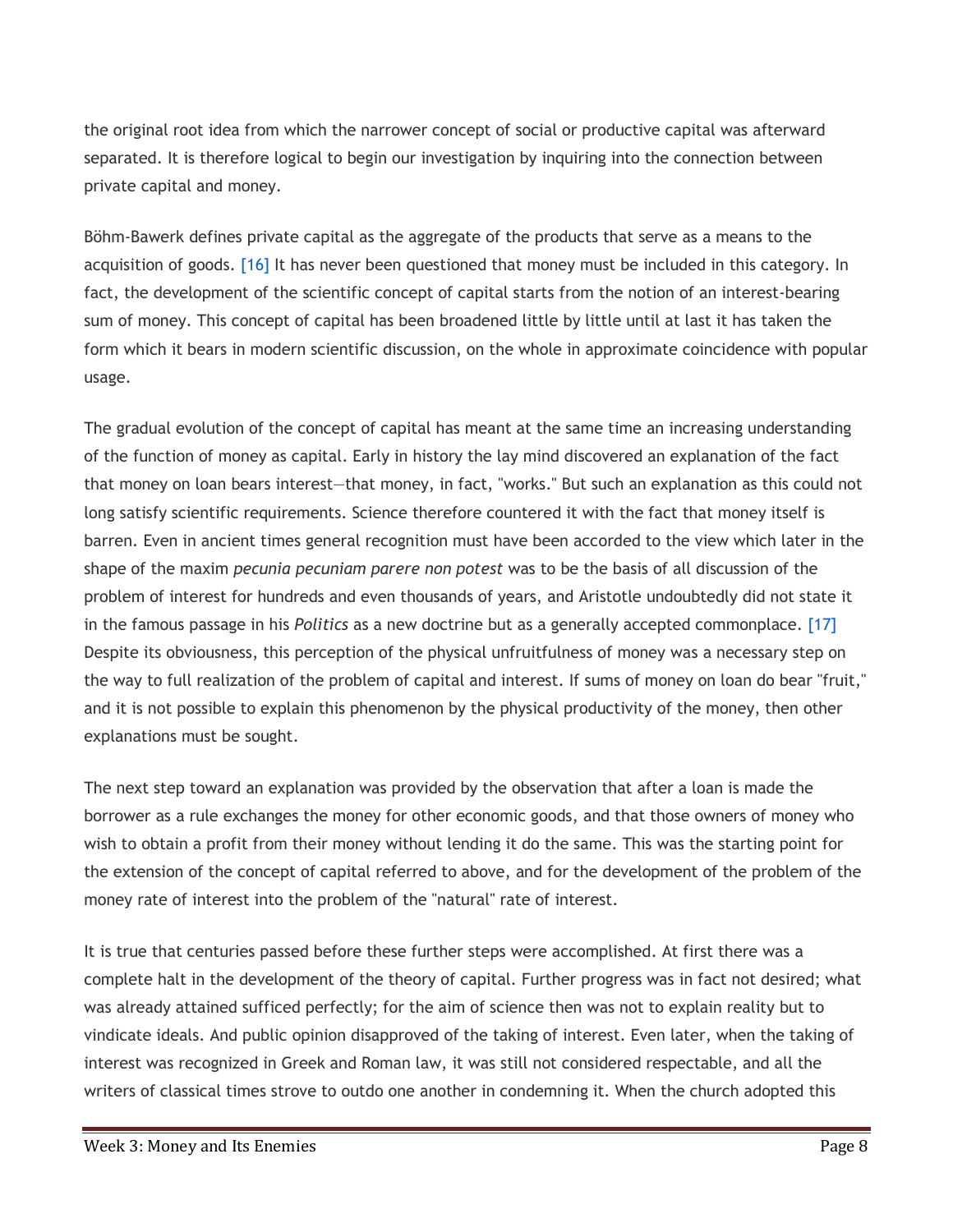the original root idea from which the narrower concept of social or productive capital was afterward separated. It is therefore logical to begin our investigation by inquiring into the connection between private capital and money.

Böhm-Bawerk defines private capital as the aggregate of the products that serve as a means to the acquisition of goods. [16] It has never been questioned that money must be included in this category. In fact, the development of the scientific concept of capital starts from the notion of an interest-bearing sum of money. This concept of capital has been broadened little by little until at last it has taken the form which it bears in modern scientific discussion, on the whole in approximate coincidence with popular usage.

The gradual evolution of the concept of capital has meant at the same time an increasing understanding of the function of money as capital. Early in history the lay mind discovered an explanation of the fact that money on loan bears interest—that money, in fact, "works." But such an explanation as this could not long satisfy scientific requirements. Science therefore countered it with the fact that money itself is barren. Even in ancient times general recognition must have been accorded to the view which later in the shape of the maxim *pecunia pecuniam parere non potest* was to be the basis of all discussion of the problem of interest for hundreds and even thousands of years, and Aristotle undoubtedly did not state it in the famous passage in his *Politics* as a new doctrine but as a generally accepted commonplace. [17] Despite its obviousness, this perception of the physical unfruitfulness of money was a necessary step on the way to full realization of the problem of capital and interest. If sums of money on loan do bear "fruit," and it is not possible to explain this phenomenon by the physical productivity of the money, then other explanations must be sought.

The next step toward an explanation was provided by the observation that after a loan is made the borrower as a rule exchanges the money for other economic goods, and that those owners of money who wish to obtain a profit from their money without lending it do the same. This was the starting point for the extension of the concept of capital referred to above, and for the development of the problem of the money rate of interest into the problem of the "natural" rate of interest.

It is true that centuries passed before these further steps were accomplished. At first there was a complete halt in the development of the theory of capital. Further progress was in fact not desired; what was already attained sufficed perfectly; for the aim of science then was not to explain reality but to vindicate ideals. And public opinion disapproved of the taking of interest. Even later, when the taking of interest was recognized in Greek and Roman law, it was still not considered respectable, and all the writers of classical times strove to outdo one another in condemning it. When the church adopted this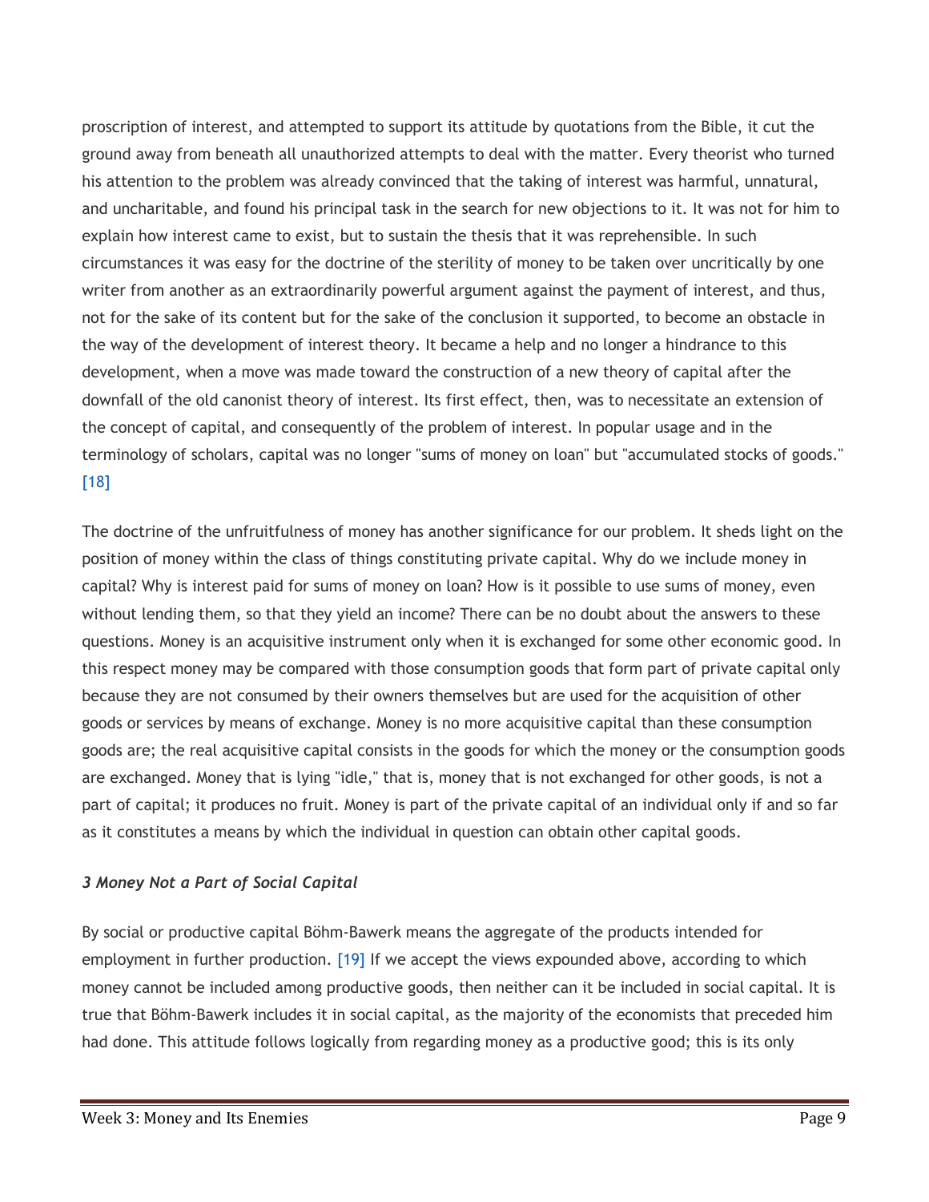proscription of interest, and attempted to support its attitude by quotations from the Bible, it cut the ground away from beneath all unauthorized attempts to deal with the matter. Every theorist who turned his attention to the problem was already convinced that the taking of interest was harmful, unnatural, and uncharitable, and found his principal task in the search for new objections to it. It was not for him to explain how interest came to exist, but to sustain the thesis that it was reprehensible. In such circumstances it was easy for the doctrine of the sterility of money to be taken over uncritically by one writer from another as an extraordinarily powerful argument against the payment of interest, and thus, not for the sake of its content but for the sake of the conclusion it supported, to become an obstacle in the way of the development of interest theory. It became a help and no longer a hindrance to this development, when a move was made toward the construction of a new theory of capital after the downfall of the old canonist theory of interest. Its first effect, then, was to necessitate an extension of the concept of capital, and consequently of the problem of interest. In popular usage and in the terminology of scholars, capital was no longer "sums of money on loan" but "accumulated stocks of goods." [18]

The doctrine of the unfruitfulness of money has another significance for our problem. It sheds light on the position of money within the class of things constituting private capital. Why do we include money in capital? Why is interest paid for sums of money on loan? How is it possible to use sums of money, even without lending them, so that they yield an income? There can be no doubt about the answers to these questions. Money is an acquisitive instrument only when it is exchanged for some other economic good. In this respect money may be compared with those consumption goods that form part of private capital only because they are not consumed by their owners themselves but are used for the acquisition of other goods or services by means of exchange. Money is no more acquisitive capital than these consumption goods are; the real acquisitive capital consists in the goods for which the money or the consumption goods are exchanged. Money that is lying "idle," that is, money that is not exchanged for other goods, is not a part of capital; it produces no fruit. Money is part of the private capital of an individual only if and so far as it constitutes a means by which the individual in question can obtain other capital goods.

### *3 Money Not a Part of Social Capital*

By social or productive capital Böhm-Bawerk means the aggregate of the products intended for employment in further production. [19] If we accept the views expounded above, according to which money cannot be included among productive goods, then neither can it be included in social capital. It is true that Böhm-Bawerk includes it in social capital, as the majority of the economists that preceded him had done. This attitude follows logically from regarding money as a productive good; this is its only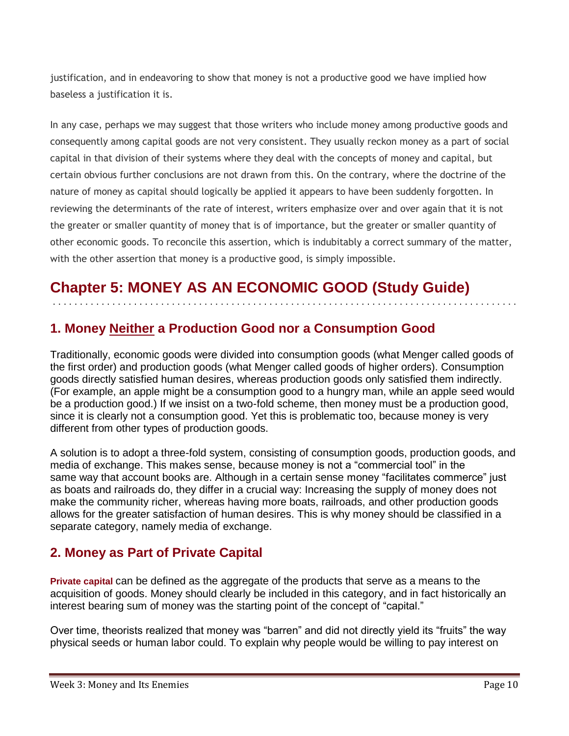justification, and in endeavoring to show that money is not a productive good we have implied how baseless a justification it is.

In any case, perhaps we may suggest that those writers who include money among productive goods and consequently among capital goods are not very consistent. They usually reckon money as a part of social capital in that division of their systems where they deal with the concepts of money and capital, but certain obvious further conclusions are not drawn from this. On the contrary, where the doctrine of the nature of money as capital should logically be applied it appears to have been suddenly forgotten. In reviewing the determinants of the rate of interest, writers emphasize over and over again that it is not the greater or smaller quantity of money that is of importance, but the greater or smaller quantity of other economic goods. To reconcile this assertion, which is indubitably a correct summary of the matter, with the other assertion that money is a productive good, is simply impossible.

# Chapter 5: MONEY AS AN ECONOMIC GOOD (Study Guide)

## 1. Money Neither a Production Good nor a Consumption Good

Traditionally, economic goods were divided into consumption goods (what Menger called goods of the first order) and production goods (what Menger called goods of higher orders). Consumption goods directly satisfied human desires, whereas production goods only satisfied them indirectly. (For example, an apple might be a consumption good to a hungry man, while an apple seed would be a production good.) If we insist on a two-fold scheme, then money must be a production good, since it is clearly not a consumption good. Yet this is problematic too, because money is very different from other types of production goods.

A solution is to adopt a three-fold system, consisting of consumption goods, production goods, and media of exchange. This makes sense, because money is not a "commercial tool" in the same way that account books are. Although in a certain sense money "facilitates commerce" just as boats and railroads do, they differ in a crucial way: Increasing the supply of money does not make the community richer, whereas having more boats, railroads, and other production goods allows for the greater satisfaction of human desires. This is why money should be classified in a separate category, namely media of exchange.

## 2. Money as Part of Private Capital

**Private capital** can be defined as the aggregate of the products that serve as a means to the acquisition of goods. Money should clearly be included in this category, and in fact historically an interest bearing sum of money was the starting point of the concept of "capital."

Over time, theorists realized that money was "barren" and did not directly yield its "fruits" the way physical seeds or human labor could. To explain why people would be willing to pay interest on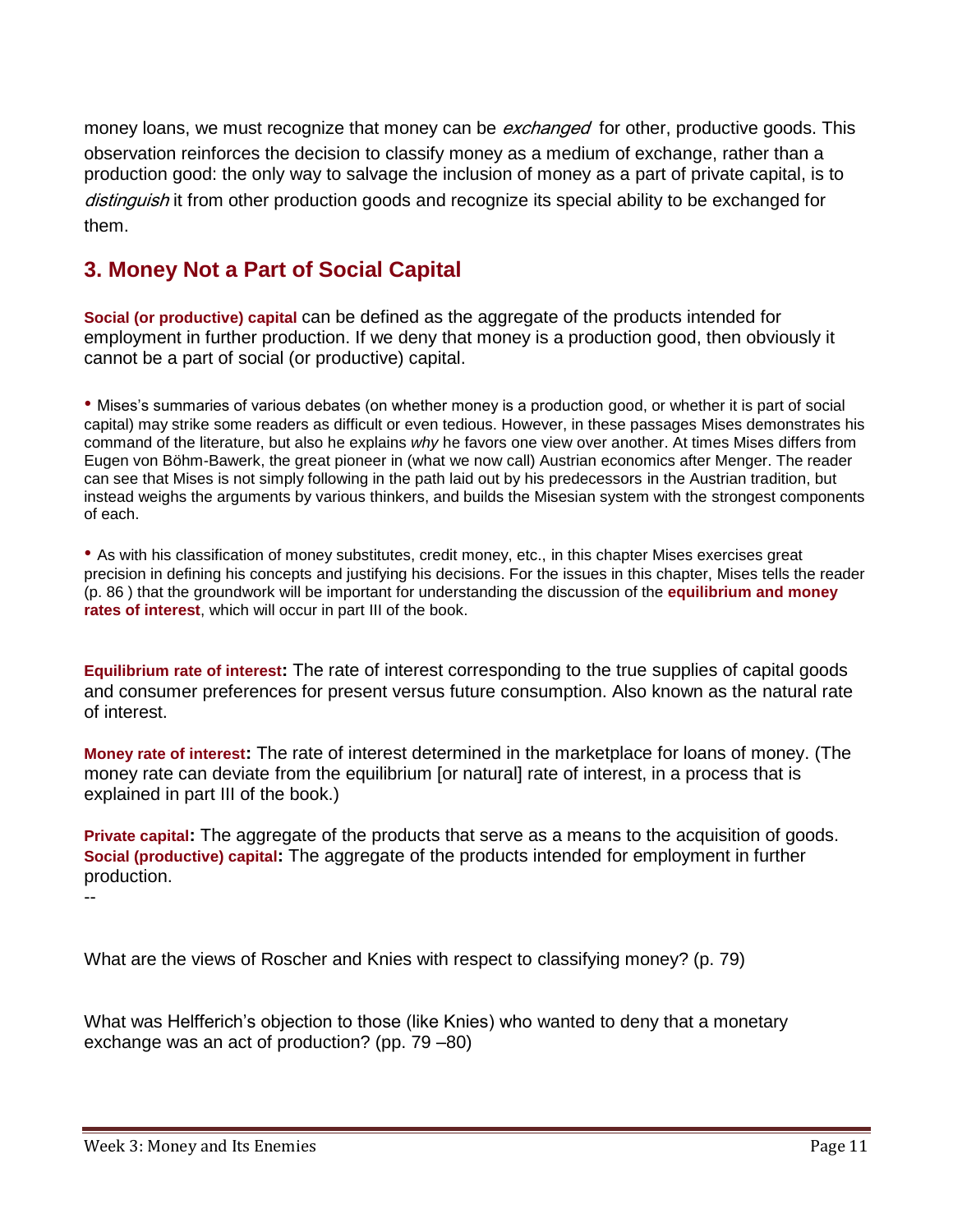money loans, we must recognize that money can be *exchanged* for other, productive goods. This observation reinforces the decision to classify money as a medium of exchange, rather than a production good: the only way to salvage the inclusion of money as a part of private capital, is to *distinguish* it from other production goods and recognize its special ability to be exchanged for them.

## 3. Money Not a Part of Social Capital

**Social (or productive) capital** can be defined as the aggregate of the products intended for employment in further production. If we deny that money is a production good, then obviously it cannot be a part of social (or productive) capital.

- Mises's summaries of various debates (on whether money is a production good, or whether it is part of social capital) may strike some readers as difficult or even tedious. However, in these passages Mises demonstrates his command of the literature, but also he explains *why* he favors one view over another. At times Mises differs from Eugen von Böhm-Bawerk, the great pioneer in (what we now call) Austrian economics after Menger. The reader can see that Mises is not simply following in the path laid out by his predecessors in the Austrian tradition, but instead weighs the arguments by various thinkers, and builds the Misesian system with the strongest components of each.

- As with his classification of money substitutes, credit money, etc., in this chapter Mises exercises great precision in defining his concepts and justifying his decisions. For the issues in this chapter, Mises tells the reader (p. 86 ) that the groundwork will be important for understanding the discussion of the **equilibrium and money rates of interest**, which will occur in part III of the book.

**Equilibrium rate of interest:** The rate of interest corresponding to the true supplies of capital goods and consumer preferences for present versus future consumption. Also known as the natural rate of interest.

**Money rate of interest:** The rate of interest determined in the marketplace for loans of money. (The money rate can deviate from the equilibrium [or natural] rate of interest, in a process that is explained in part III of the book.)

**Private capital:** The aggregate of the products that serve as a means to the acquisition of goods.
**Social (productive) capital:** The aggregate of the products intended for employment in further production.

--

What are the views of Roscher and Knies with respect to classifying money? (p. 79)

What was Helfferich's objection to those (like Knies) who wanted to deny that a monetary exchange was an act of production? (pp. 79 –80)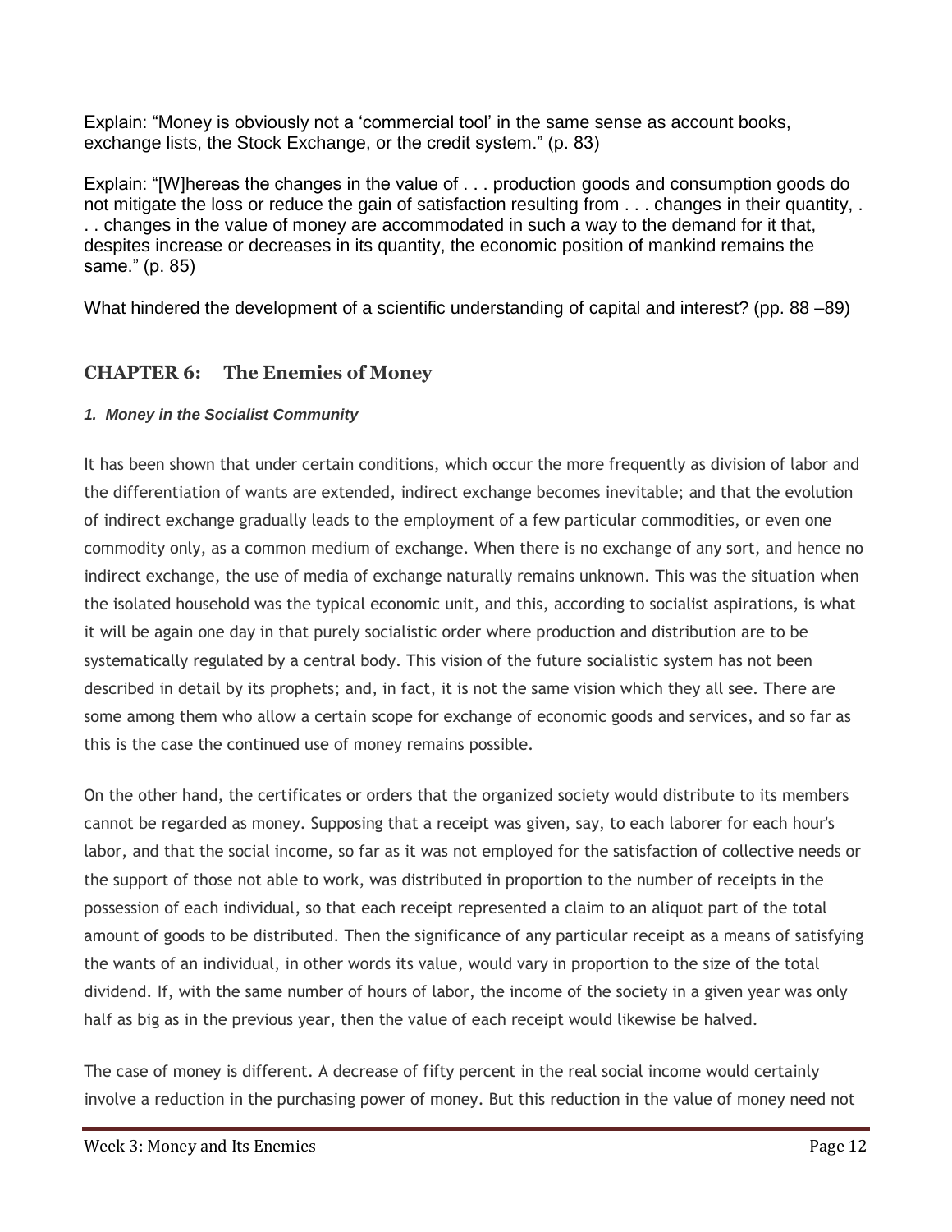Explain: “Money is obviously not a ‘commercial tool’ in the same sense as account books, exchange lists, the Stock Exchange, or the credit system.” (p. 83)

Explain: “[W]hereas the changes in the value of . . . production goods and consumption goods do not mitigate the loss or reduce the gain of satisfaction resulting from . . . changes in their quantity, . . . changes in the value of money are accommodated in such a way to the demand for it that, despites increase or decreases in its quantity, the economic position of mankind remains the same.” (p. 85)

What hindered the development of a scientific understanding of capital and interest? (pp. 88 –89)

## CHAPTER 6: The Enemies of Money

#### *1. Money in the Socialist Community*

It has been shown that under certain conditions, which occur the more frequently as division of labor and the differentiation of wants are extended, indirect exchange becomes inevitable; and that the evolution of indirect exchange gradually leads to the employment of a few particular commodities, or even one commodity only, as a common medium of exchange. When there is no exchange of any sort, and hence no indirect exchange, the use of media of exchange naturally remains unknown. This was the situation when the isolated household was the typical economic unit, and this, according to socialist aspirations, is what it will be again one day in that purely socialistic order where production and distribution are to be systematically regulated by a central body. This vision of the future socialistic system has not been described in detail by its prophets; and, in fact, it is not the same vision which they all see. There are some among them who allow a certain scope for exchange of economic goods and services, and so far as this is the case the continued use of money remains possible.

On the other hand, the certificates or orders that the organized society would distribute to its members cannot be regarded as money. Supposing that a receipt was given, say, to each laborer for each hour's labor, and that the social income, so far as it was not employed for the satisfaction of collective needs or the support of those not able to work, was distributed in proportion to the number of receipts in the possession of each individual, so that each receipt represented a claim to an aliquot part of the total amount of goods to be distributed. Then the significance of any particular receipt as a means of satisfying the wants of an individual, in other words its value, would vary in proportion to the size of the total dividend. If, with the same number of hours of labor, the income of the society in a given year was only half as big as in the previous year, then the value of each receipt would likewise be halved.

The case of money is different. A decrease of fifty percent in the real social income would certainly involve a reduction in the purchasing power of money. But this reduction in the value of money need not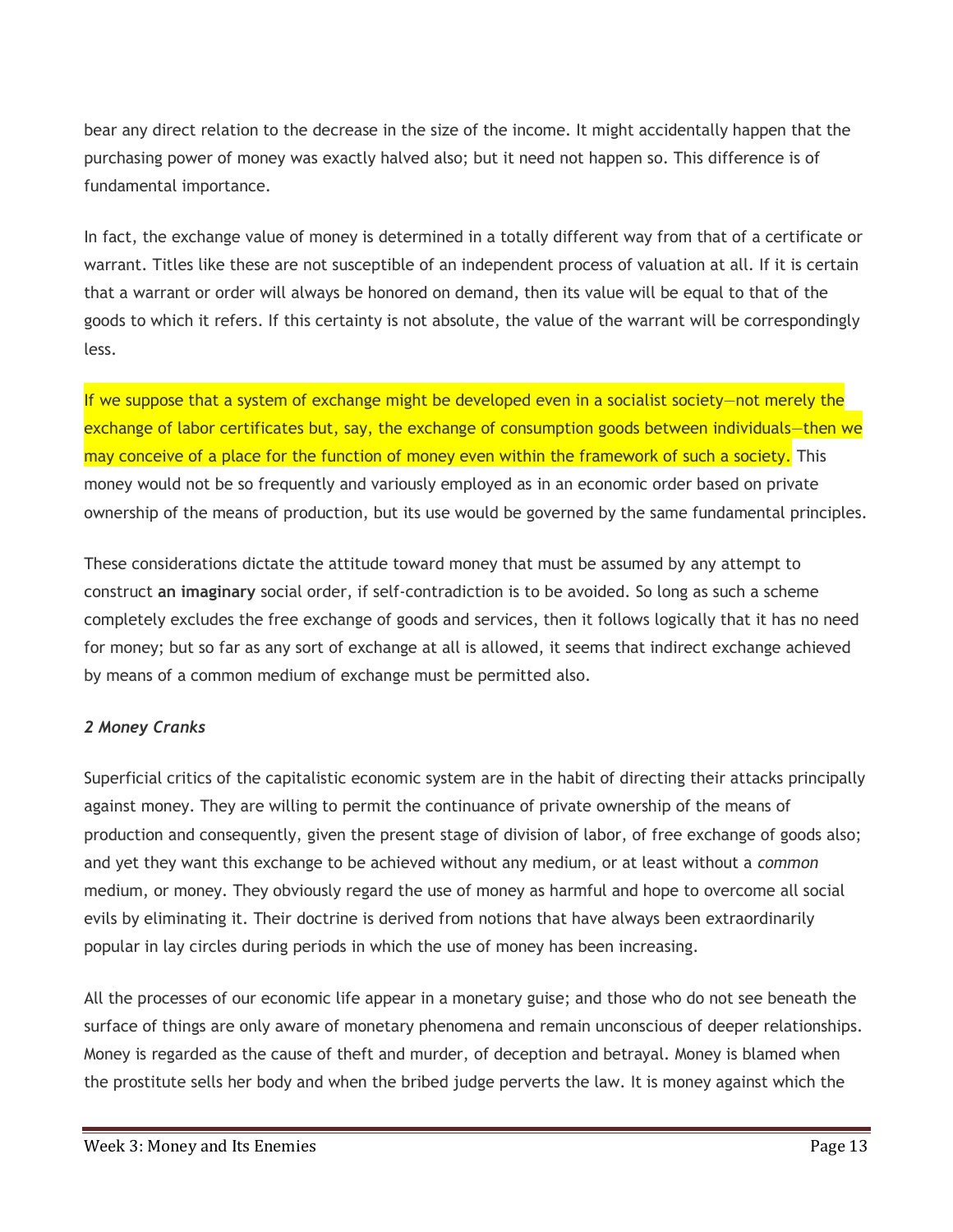bear any direct relation to the decrease in the size of the income. It might accidentally happen that the purchasing power of money was exactly halved also; but it need not happen so. This difference is of fundamental importance.

In fact, the exchange value of money is determined in a totally different way from that of a certificate or warrant. Titles like these are not susceptible of an independent process of valuation at all. If it is certain that a warrant or order will always be honored on demand, then its value will be equal to that of the goods to which it refers. If this certainty is not absolute, the value of the warrant will be correspondingly less.

If we suppose that a system of exchange might be developed even in a socialist society—not merely the exchange of labor certificates but, say, the exchange of consumption goods between individuals—then we may conceive of a place for the function of money even within the framework of such a society. This money would not be so frequently and variously employed as in an economic order based on private ownership of the means of production, but its use would be governed by the same fundamental principles.

These considerations dictate the attitude toward money that must be assumed by any attempt to construct **an imaginary** social order, if self-contradiction is to be avoided. So long as such a scheme completely excludes the free exchange of goods and services, then it follows logically that it has no need for money; but so far as any sort of exchange at all is allowed, it seems that indirect exchange achieved by means of a common medium of exchange must be permitted also.

### *2 Money Cranks*

Superficial critics of the capitalistic economic system are in the habit of directing their attacks principally against money. They are willing to permit the continuance of private ownership of the means of production and consequently, given the present stage of division of labor, of free exchange of goods also; and yet they want this exchange to be achieved without any medium, or at least without a *common* medium, or money. They obviously regard the use of money as harmful and hope to overcome all social evils by eliminating it. Their doctrine is derived from notions that have always been extraordinarily popular in lay circles during periods in which the use of money has been increasing.

All the processes of our economic life appear in a monetary guise; and those who do not see beneath the surface of things are only aware of monetary phenomena and remain unconscious of deeper relationships. Money is regarded as the cause of theft and murder, of deception and betrayal. Money is blamed when the prostitute sells her body and when the bribed judge perverts the law. It is money against which the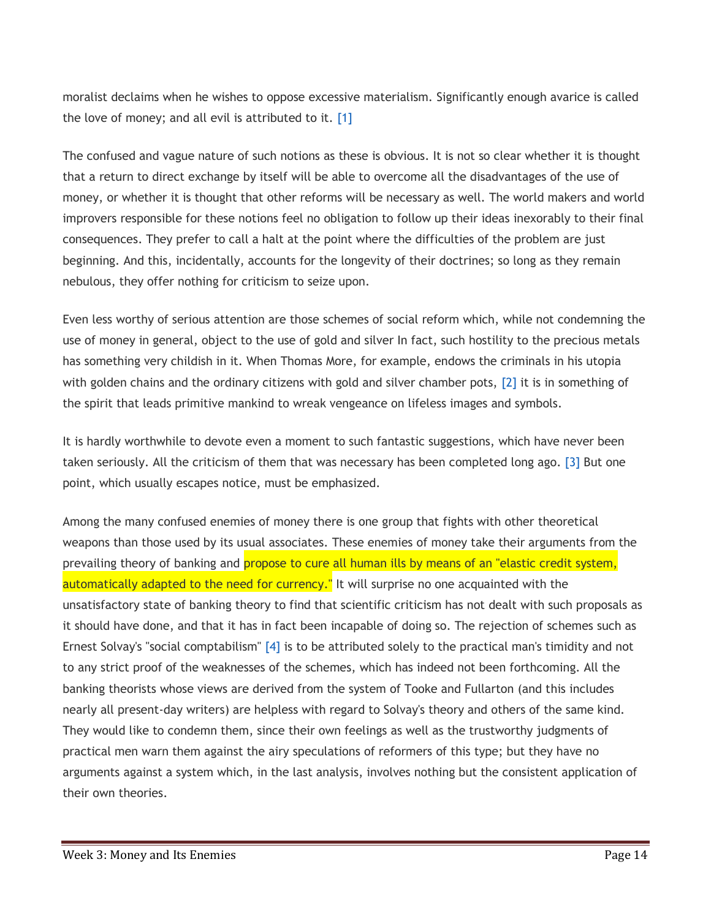moralist declaims when he wishes to oppose excessive materialism. Significantly enough avarice is called the love of money; and all evil is attributed to it. [1]

The confused and vague nature of such notions as these is obvious. It is not so clear whether it is thought that a return to direct exchange by itself will be able to overcome all the disadvantages of the use of money, or whether it is thought that other reforms will be necessary as well. The world makers and world improvers responsible for these notions feel no obligation to follow up their ideas inexorably to their final consequences. They prefer to call a halt at the point where the difficulties of the problem are just beginning. And this, incidentally, accounts for the longevity of their doctrines; so long as they remain nebulous, they offer nothing for criticism to seize upon.

Even less worthy of serious attention are those schemes of social reform which, while not condemning the use of money in general, object to the use of gold and silver In fact, such hostility to the precious metals has something very childish in it. When Thomas More, for example, endows the criminals in his utopia with golden chains and the ordinary citizens with gold and silver chamber pots, [2] it is in something of the spirit that leads primitive mankind to wreak vengeance on lifeless images and symbols.

It is hardly worthwhile to devote even a moment to such fantastic suggestions, which have never been taken seriously. All the criticism of them that was necessary has been completed long ago. [3] But one point, which usually escapes notice, must be emphasized.

Among the many confused enemies of money there is one group that fights with other theoretical weapons than those used by its usual associates. These enemies of money take their arguments from the prevailing theory of banking and propose to cure all human ills by means of an "elastic credit system, automatically adapted to the need for currency." It will surprise no one acquainted with the unsatisfactory state of banking theory to find that scientific criticism has not dealt with such proposals as it should have done, and that it has in fact been incapable of doing so. The rejection of schemes such as Ernest Solvay's "social comptabilism" [4] is to be attributed solely to the practical man's timidity and not to any strict proof of the weaknesses of the schemes, which has indeed not been forthcoming. All the banking theorists whose views are derived from the system of Tooke and Fullarton (and this includes nearly all present-day writers) are helpless with regard to Solvay's theory and others of the same kind. They would like to condemn them, since their own feelings as well as the trustworthy judgments of practical men warn them against the airy speculations of reformers of this type; but they have no arguments against a system which, in the last analysis, involves nothing but the consistent application of their own theories.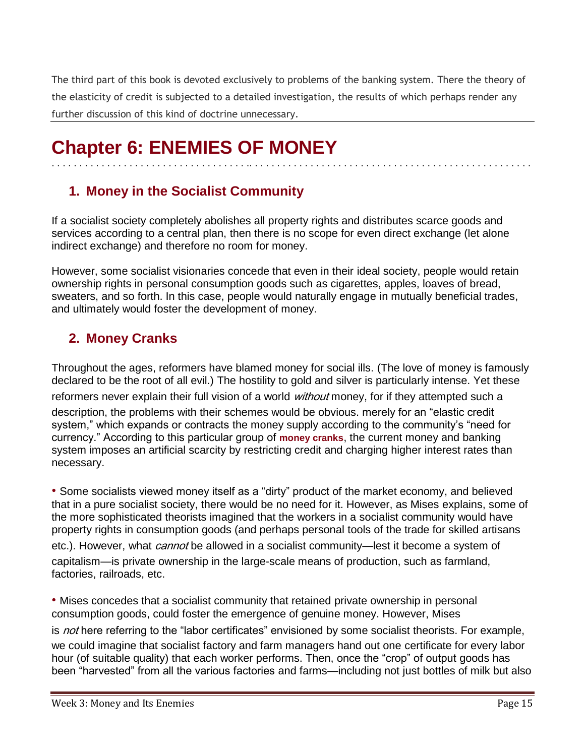The third part of this book is devoted exclusively to problems of the banking system. There the theory of the elasticity of credit is subjected to a detailed investigation, the results of which perhaps render any further discussion of this kind of doctrine unnecessary.

# Chapter 6: ENEMIES OF MONEY

## 1. Money in the Socialist Community

If a socialist society completely abolishes all property rights and distributes scarce goods and services according to a central plan, then there is no scope for even direct exchange (let alone indirect exchange) and therefore no room for money.

However, some socialist visionaries concede that even in their ideal society, people would retain ownership rights in personal consumption goods such as cigarettes, apples, loaves of bread, sweaters, and so forth. In this case, people would naturally engage in mutually beneficial trades, and ultimately would foster the development of money.

## 2. Money Cranks

Throughout the ages, reformers have blamed money for social ills. (The love of money is famously declared to be the root of all evil.) The hostility to gold and silver is particularly intense. Yet these reformers never explain their full vision of a world *without* money, for if they attempted such a description, the problems with their schemes would be obvious. merely for an "elastic credit system," which expands or contracts the money supply according to the community's "need for currency." According to this particular group of **money cranks**, the current money and banking system imposes an artificial scarcity by restricting credit and charging higher interest rates than necessary.

- Some socialists viewed money itself as a "dirty" product of the market economy, and believed that in a pure socialist society, there would be no need for it. However, as Mises explains, some of the more sophisticated theorists imagined that the workers in a socialist community would have property rights in consumption goods (and perhaps personal tools of the trade for skilled artisans etc.). However, what *cannot* be allowed in a socialist community—lest it become a system of capitalism—is private ownership in the large-scale means of production, such as farmland, factories, railroads, etc.

- Mises concedes that a socialist community that retained private ownership in personal consumption goods, could foster the emergence of genuine money. However, Mises is *not* here referring to the "labor certificates" envisioned by some socialist theorists. For example, we could imagine that socialist factory and farm managers hand out one certificate for every labor hour (of suitable quality) that each worker performs. Then, once the "crop" of output goods has been "harvested" from all the various factories and farms—including not just bottles of milk but also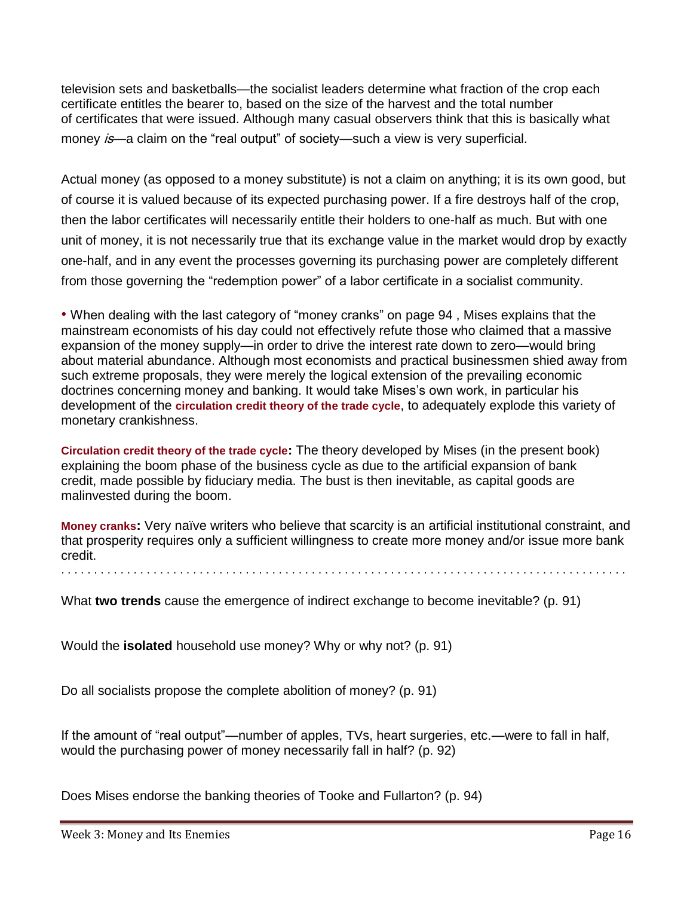television sets and basketballs—the socialist leaders determine what fraction of the crop each certificate entitles the bearer to, based on the size of the harvest and the total number of certificates that were issued. Although many casual observers think that this is basically what money *is*—a claim on the "real output" of society—such a view is very superficial.

Actual money (as opposed to a money substitute) is not a claim on anything; it is its own good, but of course it is valued because of its expected purchasing power. If a fire destroys half of the crop, then the labor certificates will necessarily entitle their holders to one-half as much. But with one unit of money, it is not necessarily true that its exchange value in the market would drop by exactly one-half, and in any event the processes governing its purchasing power are completely different from those governing the "redemption power" of a labor certificate in a socialist community.

• When dealing with the last category of "money cranks" on page 94 , Mises explains that the mainstream economists of his day could not effectively refute those who claimed that a massive expansion of the money supply—in order to drive the interest rate down to zero—would bring about material abundance. Although most economists and practical businessmen shied away from such extreme proposals, they were merely the logical extension of the prevailing economic doctrines concerning money and banking. It would take Mises's own work, in particular his development of the **circulation credit theory of the trade cycle**, to adequately explode this variety of monetary crankishness.

**Circulation credit theory of the trade cycle:** The theory developed by Mises (in the present book) explaining the boom phase of the business cycle as due to the artificial expansion of bank credit, made possible by fiduciary media. The bust is then inevitable, as capital goods are malinvested during the boom.

**Money cranks:** Very naïve writers who believe that scarcity is an artificial institutional constraint, and that prosperity requires only a sufficient willingness to create more money and/or issue more bank credit.

. . . . . . . . . . . . . . . . . . . . . . . . . . . . . . . . . . . . . . . . . . . . . . . . . . . . . . . . . . . . . . . . . . . . . . . . . . . . . . . . . . .

What **two trends** cause the emergence of indirect exchange to become inevitable? (p. 91)

Would the **isolated** household use money? Why or why not? (p. 91)

Do all socialists propose the complete abolition of money? (p. 91)

If the amount of "real output"—number of apples, TVs, heart surgeries, etc.—were to fall in half, would the purchasing power of money necessarily fall in half? (p. 92)

Does Mises endorse the banking theories of Tooke and Fullarton? (p. 94)